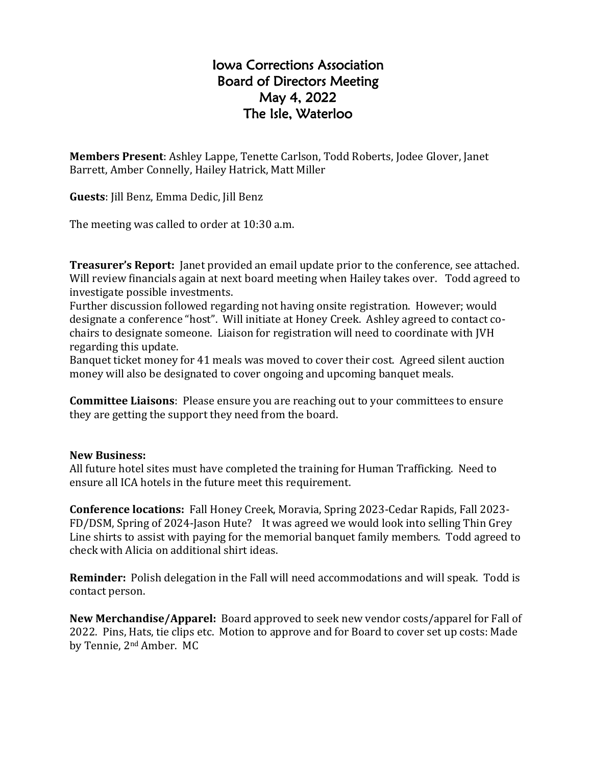# Iowa Corrections Association
## Board of Directors Meeting
## May 4, 2022
## The Isle, Waterloo

**Members Present**: Ashley Lappe, Tenette Carlson, Todd Roberts, Jodee Glover, Janet Barrett, Amber Connelly, Hailey Hatrick, Matt Miller

**Guests**: Jill Benz, Emma Dedic, Jill Benz

The meeting was called to order at 10:30 a.m.

**Treasurer's Report:** Janet provided an email update prior to the conference, see attached. Will review financials again at next board meeting when Hailey takes over. Todd agreed to investigate possible investments.
Further discussion followed regarding not having onsite registration. However; would designate a conference "host". Will initiate at Honey Creek. Ashley agreed to contact co-chairs to designate someone. Liaison for registration will need to coordinate with JVH regarding this update.
Banquet ticket money for 41 meals was moved to cover their cost. Agreed silent auction money will also be designated to cover ongoing and upcoming banquet meals.

**Committee Liaisons**: Please ensure you are reaching out to your committees to ensure they are getting the support they need from the board.

**New Business:**
All future hotel sites must have completed the training for Human Trafficking. Need to ensure all ICA hotels in the future meet this requirement.

**Conference locations:** Fall Honey Creek, Moravia, Spring 2023-Cedar Rapids, Fall 2023-FD/DSM, Spring of 2024-Jason Hute? It was agreed we would look into selling Thin Grey Line shirts to assist with paying for the memorial banquet family members. Todd agreed to check with Alicia on additional shirt ideas.

**Reminder:** Polish delegation in the Fall will need accommodations and will speak. Todd is contact person.

**New Merchandise/Apparel:** Board approved to seek new vendor costs/apparel for Fall of 2022. Pins, Hats, tie clips etc. Motion to approve and for Board to cover set up costs: Made by Tennie, 2nd Amber. MC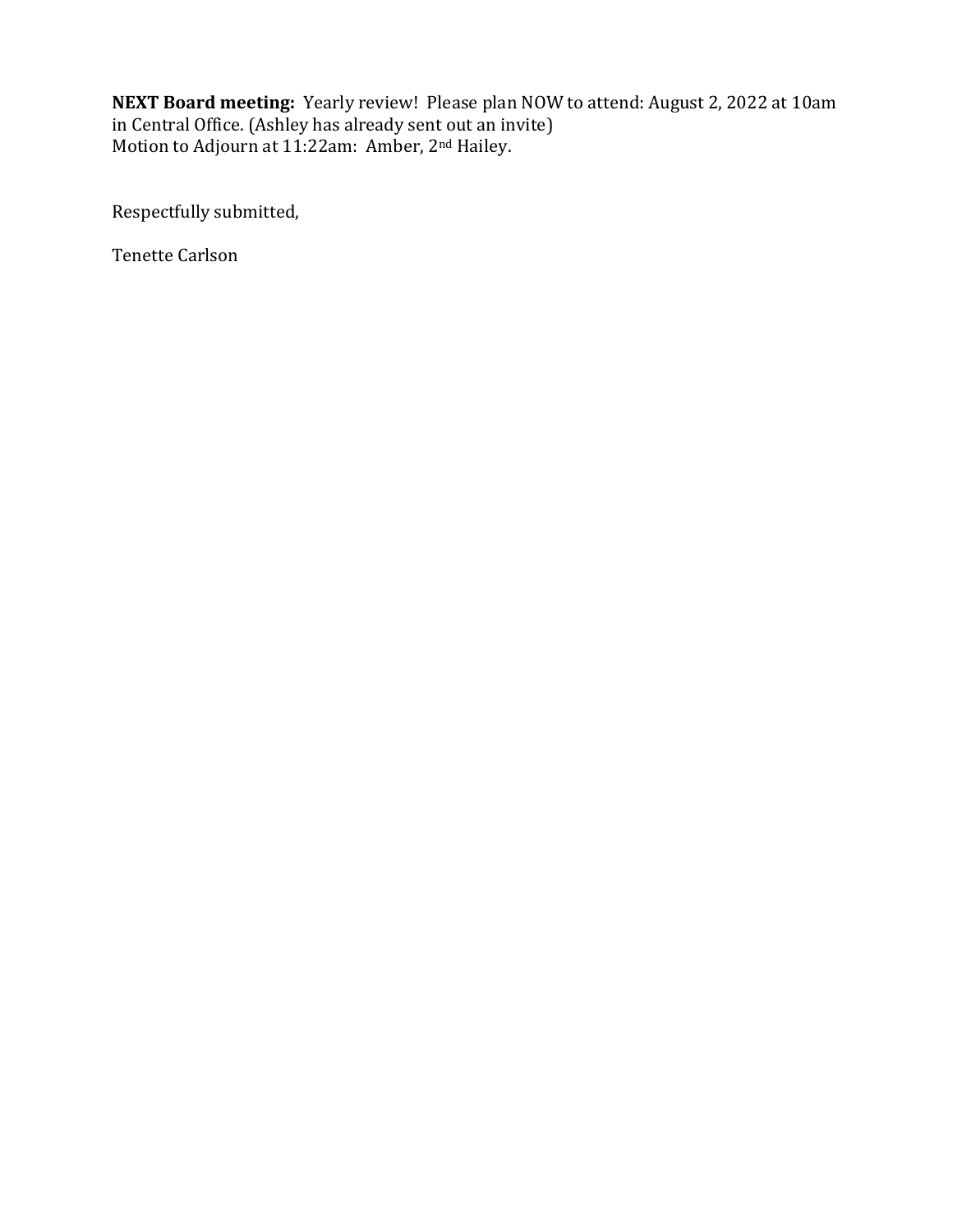**NEXT Board meeting:** Yearly review! Please plan NOW to attend: August 2, 2022 at 10am in Central Office. (Ashley has already sent out an invite)
Motion to Adjourn at 11:22am: Amber, 2nd Hailey.

Respectfully submitted,

Tenette Carlson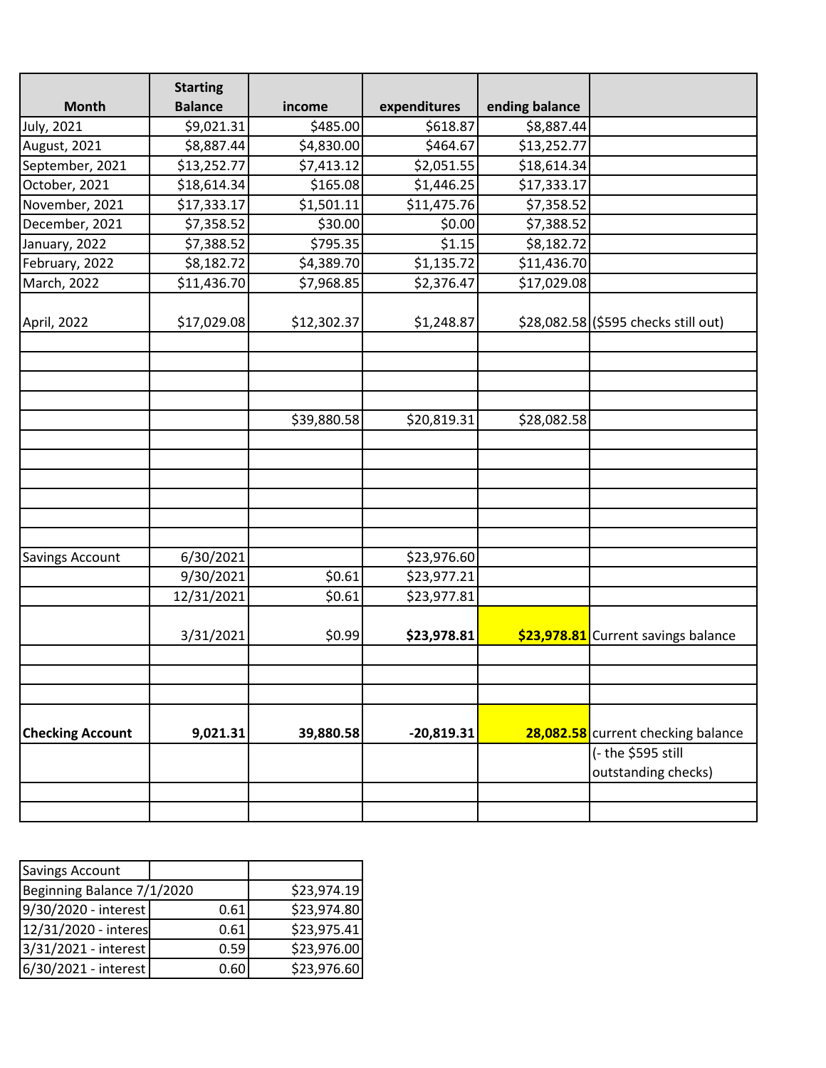| Month | Starting Balance | income | expenditures | ending balance | |
|---|---|---|---|---|---|
| July, 2021 | $9,021.31 | $485.00 | $618.87 | $8,887.44 | |
| August, 2021 | $8,887.44 | $4,830.00 | $464.67 | $13,252.77 | |
| September, 2021 | $13,252.77 | $7,413.12 | $2,051.55 | $18,614.34 | |
| October, 2021 | $18,614.34 | $165.08 | $1,446.25 | $17,333.17 | |
| November, 2021 | $17,333.17 | $1,501.11 | $11,475.76 | $7,358.52 | |
| December, 2021 | $7,358.52 | $30.00 | $0.00 | $7,388.52 | |
| January, 2022 | $7,388.52 | $795.35 | $1.15 | $8,182.72 | |
| February, 2022 | $8,182.72 | $4,389.70 | $1,135.72 | $11,436.70 | |
| March, 2022 | $11,436.70 | $7,968.85 | $2,376.47 | $17,029.08 | |
| April, 2022 | $17,029.08 | $12,302.37 | $1,248.87 | $28,082.58 | ($595 checks still out) |
| | | | | | |
| | | | | | |
| | | | | | |
| | | | | | |
| | | $39,880.58 | $20,819.31 | $28,082.58 | |
| | | | | | |
| | | | | | |
| | | | | | |
| | | | | | |
| | | | | | |
| | | | | | |
| Savings Account | 6/30/2021 | | $23,976.60 | | |
| | 9/30/2021 | $0.61 | $23,977.21 | | |
| | 12/31/2021 | $0.61 | $23,977.81 | | |
| | 3/31/2021 | $0.99 | **$23,978.81** | **$23,978.81** | Current savings balance |
| | | | | | |
| | | | | | |
| | | | | | |
| **Checking Account** | **9,021.31** | **39,880.58** | **-20,819.31** | **28,082.58** | current checking balance |
| | | | | | (- the $595 still outstanding checks) |
| | | | | | |
| | | | | | |

| Savings Account | | |
|---|---|---|
| Beginning Balance 7/1/2020 | | $23,974.19 |
| 9/30/2020 - interest | 0.61 | $23,974.80 |
| 12/31/2020 - interes | 0.61 | $23,975.41 |
| 3/31/2021 - interest | 0.59 | $23,976.00 |
| 6/30/2021 - interest | 0.60 | $23,976.60 |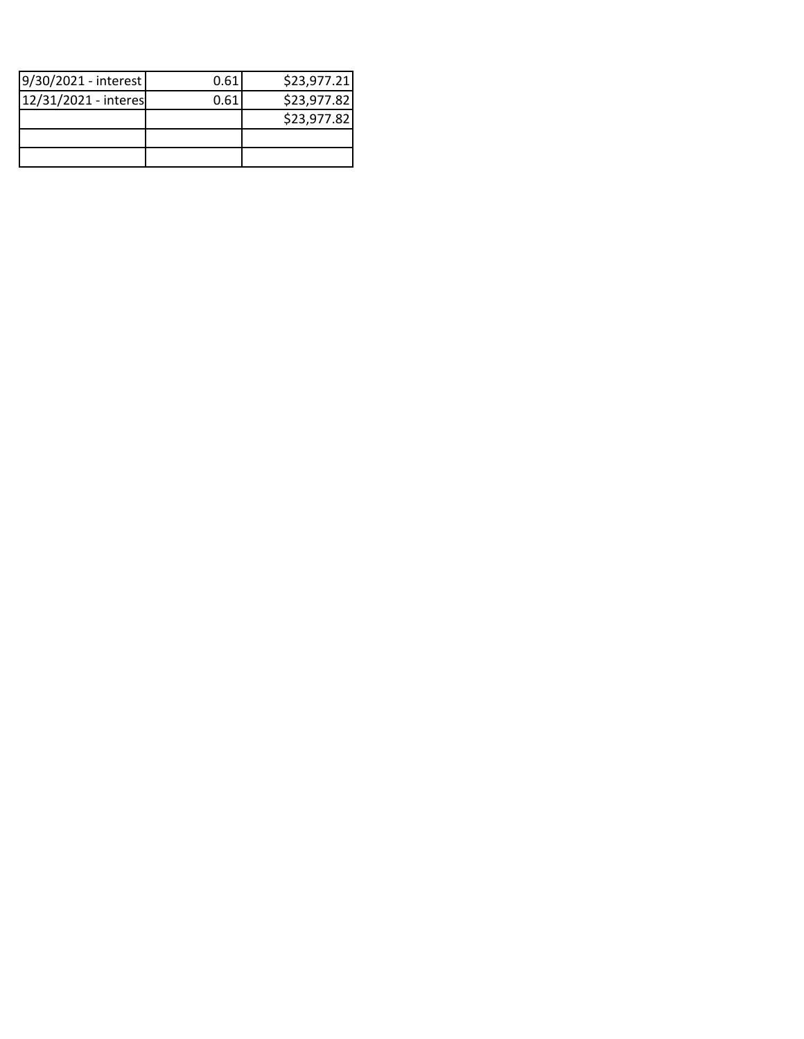| | | |
|---|---|---|
| 9/30/2021 - interest | 0.61 | $23,977.21 |
| 12/31/2021 - interes | 0.61 | $23,977.82 |
| | | $23,977.82 |
| | | |
| | | |